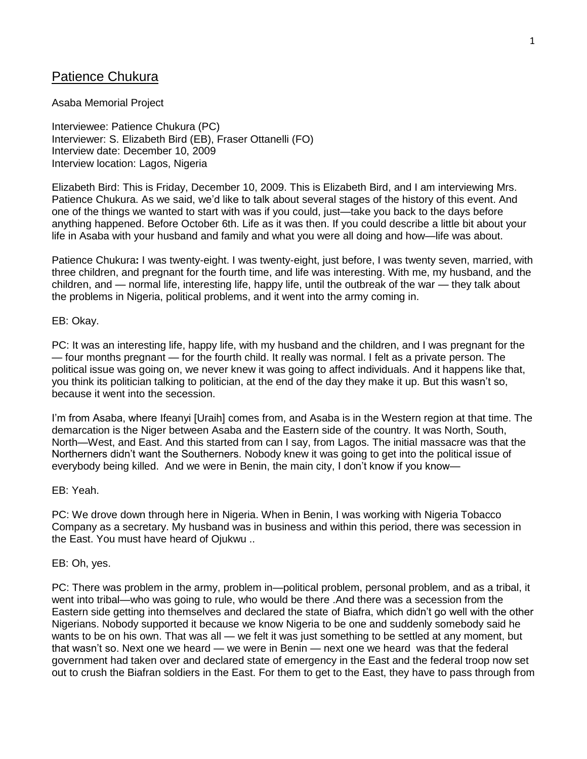# Patience Chukura

Asaba Memorial Project

Interviewee: Patience Chukura (PC)
Interviewer: S. Elizabeth Bird (EB), Fraser Ottanelli (FO)
Interview date: December 10, 2009
Interview location: Lagos, Nigeria

Elizabeth Bird: This is Friday, December 10, 2009. This is Elizabeth Bird, and I am interviewing Mrs. Patience Chukura. As we said, we'd like to talk about several stages of the history of this event. And one of the things we wanted to start with was if you could, just—take you back to the days before anything happened. Before October 6th. Life as it was then. If you could describe a little bit about your life in Asaba with your husband and family and what you were all doing and how—life was about.

Patience Chukura**:** I was twenty-eight. I was twenty-eight, just before, I was twenty seven, married, with three children, and pregnant for the fourth time, and life was interesting. With me, my husband, and the children, and — normal life, interesting life, happy life, until the outbreak of the war — they talk about the problems in Nigeria, political problems, and it went into the army coming in.

EB: Okay.

PC: It was an interesting life, happy life, with my husband and the children, and I was pregnant for the — four months pregnant — for the fourth child. It really was normal. I felt as a private person. The political issue was going on, we never knew it was going to affect individuals. And it happens like that, you think its politician talking to politician, at the end of the day they make it up. But this wasn't so, because it went into the secession.

I'm from Asaba, where Ifeanyi [Uraih] comes from, and Asaba is in the Western region at that time. The demarcation is the Niger between Asaba and the Eastern side of the country. It was North, South, North—West, and East. And this started from can I say, from Lagos. The initial massacre was that the Northerners didn't want the Southerners. Nobody knew it was going to get into the political issue of everybody being killed. And we were in Benin, the main city, I don't know if you know—

EB: Yeah.

PC: We drove down through here in Nigeria. When in Benin, I was working with Nigeria Tobacco Company as a secretary. My husband was in business and within this period, there was secession in the East. You must have heard of Ojukwu ..

EB: Oh, yes.

PC: There was problem in the army, problem in—political problem, personal problem, and as a tribal, it went into tribal—who was going to rule, who would be there .And there was a secession from the Eastern side getting into themselves and declared the state of Biafra, which didn't go well with the other Nigerians. Nobody supported it because we know Nigeria to be one and suddenly somebody said he wants to be on his own. That was all — we felt it was just something to be settled at any moment, but that wasn't so. Next one we heard — we were in Benin — next one we heard was that the federal government had taken over and declared state of emergency in the East and the federal troop now set out to crush the Biafran soldiers in the East. For them to get to the East, they have to pass through from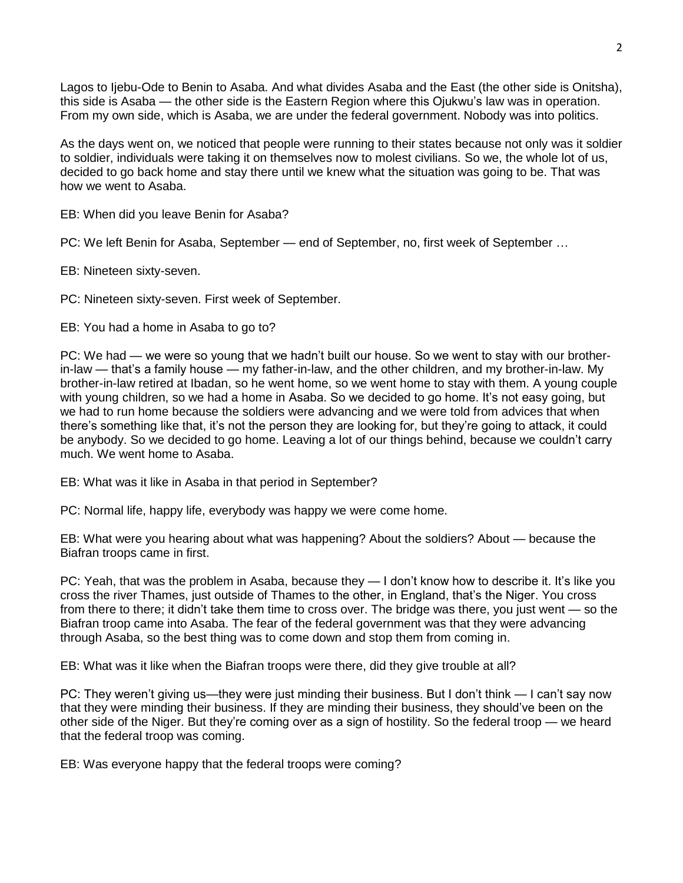Lagos to Ijebu-Ode to Benin to Asaba. And what divides Asaba and the East (the other side is Onitsha), this side is Asaba — the other side is the Eastern Region where this Ojukwu's law was in operation. From my own side, which is Asaba, we are under the federal government. Nobody was into politics.

As the days went on, we noticed that people were running to their states because not only was it soldier to soldier, individuals were taking it on themselves now to molest civilians. So we, the whole lot of us, decided to go back home and stay there until we knew what the situation was going to be. That was how we went to Asaba.

EB: When did you leave Benin for Asaba?

PC: We left Benin for Asaba, September — end of September, no, first week of September …

EB: Nineteen sixty-seven.

PC: Nineteen sixty-seven. First week of September.

EB: You had a home in Asaba to go to?

PC: We had — we were so young that we hadn't built our house. So we went to stay with our brother-in-law — that's a family house — my father-in-law, and the other children, and my brother-in-law. My brother-in-law retired at Ibadan, so he went home, so we went home to stay with them. A young couple with young children, so we had a home in Asaba. So we decided to go home. It's not easy going, but we had to run home because the soldiers were advancing and we were told from advices that when there's something like that, it's not the person they are looking for, but they're going to attack, it could be anybody. So we decided to go home. Leaving a lot of our things behind, because we couldn't carry much. We went home to Asaba.

EB: What was it like in Asaba in that period in September?

PC: Normal life, happy life, everybody was happy we were come home.

EB: What were you hearing about what was happening? About the soldiers? About — because the Biafran troops came in first.

PC: Yeah, that was the problem in Asaba, because they — I don't know how to describe it. It's like you cross the river Thames, just outside of Thames to the other, in England, that's the Niger. You cross from there to there; it didn't take them time to cross over. The bridge was there, you just went — so the Biafran troop came into Asaba. The fear of the federal government was that they were advancing through Asaba, so the best thing was to come down and stop them from coming in.

EB: What was it like when the Biafran troops were there, did they give trouble at all?

PC: They weren't giving us—they were just minding their business. But I don't think — I can't say now that they were minding their business. If they are minding their business, they should've been on the other side of the Niger. But they're coming over as a sign of hostility. So the federal troop — we heard that the federal troop was coming.

EB: Was everyone happy that the federal troops were coming?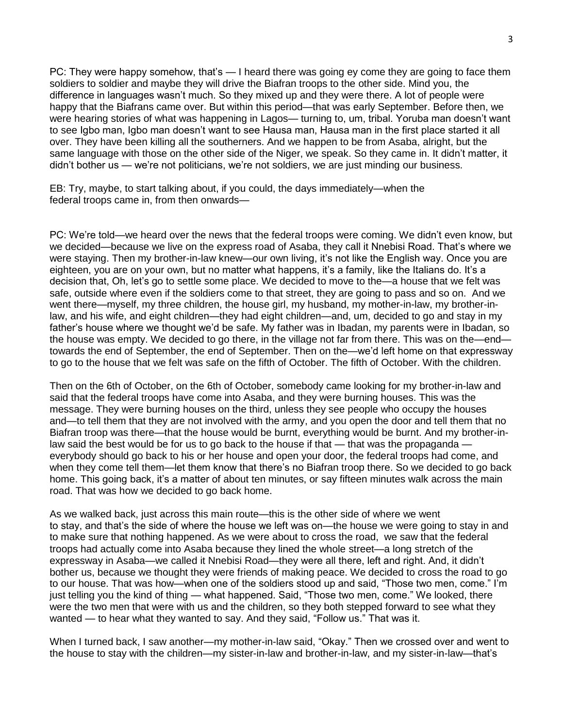PC: They were happy somehow, that's — I heard there was going ey come they are going to face them soldiers to soldier and maybe they will drive the Biafran troops to the other side. Mind you, the difference in languages wasn't much. So they mixed up and they were there. A lot of people were happy that the Biafrans came over. But within this period—that was early September. Before then, we were hearing stories of what was happening in Lagos— turning to, um, tribal. Yoruba man doesn't want to see Igbo man, Igbo man doesn't want to see Hausa man, Hausa man in the first place started it all over. They have been killing all the southerners. And we happen to be from Asaba, alright, but the same language with those on the other side of the Niger, we speak. So they came in. It didn't matter, it didn't bother us — we're not politicians, we're not soldiers, we are just minding our business.

EB: Try, maybe, to start talking about, if you could, the days immediately—when the federal troops came in, from then onwards—

PC: We're told—we heard over the news that the federal troops were coming. We didn't even know, but we decided—because we live on the express road of Asaba, they call it Nnebisi Road. That's where we were staying. Then my brother-in-law knew—our own living, it's not like the English way. Once you are eighteen, you are on your own, but no matter what happens, it's a family, like the Italians do. It's a decision that, Oh, let's go to settle some place. We decided to move to the—a house that we felt was safe, outside where even if the soldiers come to that street, they are going to pass and so on. And we went there—myself, my three children, the house girl, my husband, my mother-in-law, my brother-in-law, and his wife, and eight children—they had eight children—and, um, decided to go and stay in my father's house where we thought we'd be safe. My father was in Ibadan, my parents were in Ibadan, so the house was empty. We decided to go there, in the village not far from there. This was on the—end—towards the end of September, the end of September. Then on the—we'd left home on that expressway to go to the house that we felt was safe on the fifth of October. The fifth of October. With the children.

Then on the 6th of October, on the 6th of October, somebody came looking for my brother-in-law and said that the federal troops have come into Asaba, and they were burning houses. This was the message. They were burning houses on the third, unless they see people who occupy the houses and—to tell them that they are not involved with the army, and you open the door and tell them that no Biafran troop was there—that the house would be burnt, everything would be burnt. And my brother-in-law said the best would be for us to go back to the house if that — that was the propaganda — everybody should go back to his or her house and open your door, the federal troops had come, and when they come tell them—let them know that there's no Biafran troop there. So we decided to go back home. This going back, it's a matter of about ten minutes, or say fifteen minutes walk across the main road. That was how we decided to go back home.

As we walked back, just across this main route—this is the other side of where we went to stay, and that's the side of where the house we left was on—the house we were going to stay in and to make sure that nothing happened. As we were about to cross the road, we saw that the federal troops had actually come into Asaba because they lined the whole street—a long stretch of the expressway in Asaba—we called it Nnebisi Road—they were all there, left and right. And, it didn't bother us, because we thought they were friends of making peace. We decided to cross the road to go to our house. That was how—when one of the soldiers stood up and said, "Those two men, come." I'm just telling you the kind of thing — what happened. Said, "Those two men, come." We looked, there were the two men that were with us and the children, so they both stepped forward to see what they wanted — to hear what they wanted to say. And they said, "Follow us." That was it.

When I turned back, I saw another—my mother-in-law said, "Okay." Then we crossed over and went to the house to stay with the children—my sister-in-law and brother-in-law, and my sister-in-law—that's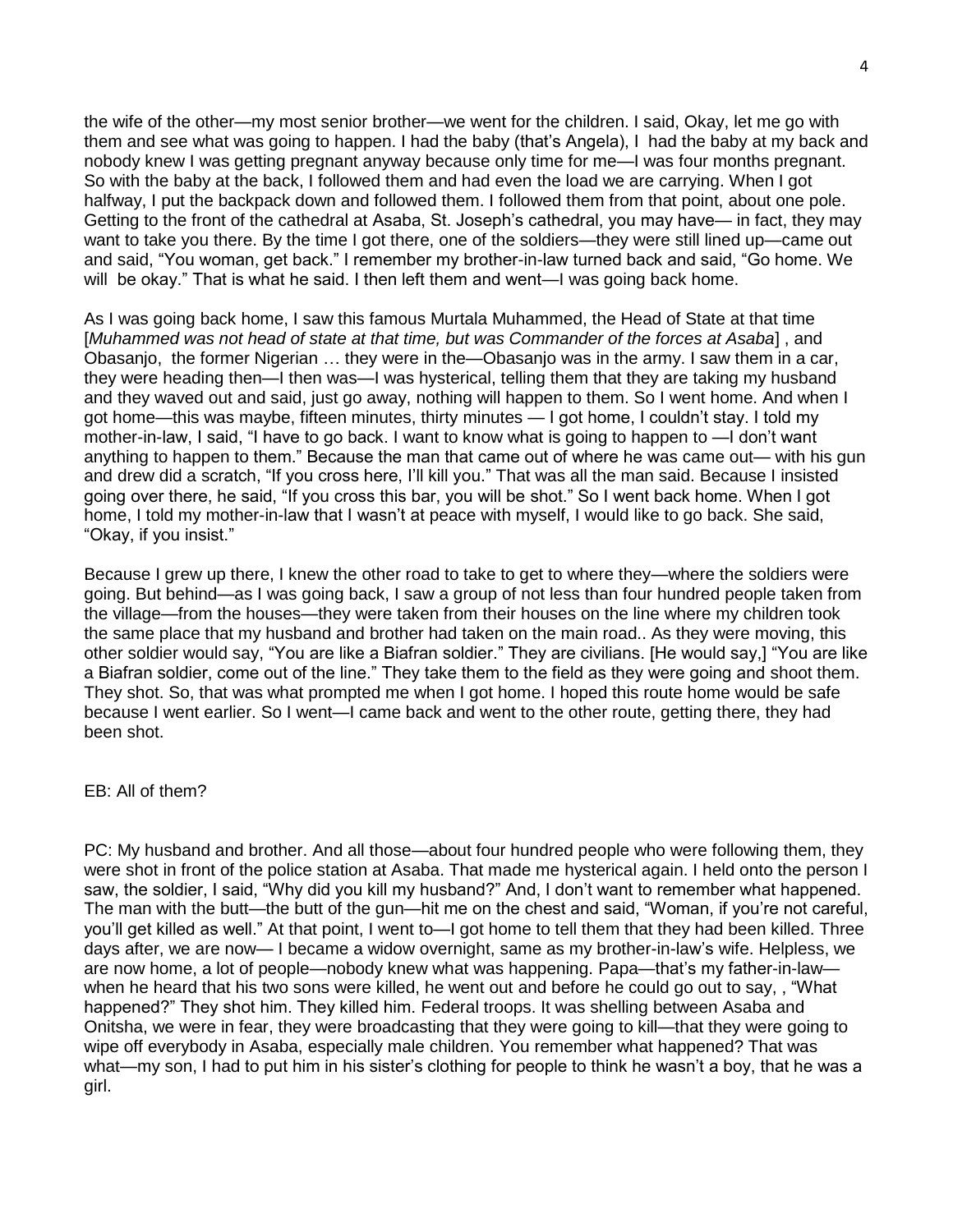the wife of the other—my most senior brother—we went for the children. I said, Okay, let me go with them and see what was going to happen. I had the baby (that's Angela), I had the baby at my back and nobody knew I was getting pregnant anyway because only time for me—I was four months pregnant. So with the baby at the back, I followed them and had even the load we are carrying. When I got halfway, I put the backpack down and followed them. I followed them from that point, about one pole. Getting to the front of the cathedral at Asaba, St. Joseph's cathedral, you may have— in fact, they may want to take you there. By the time I got there, one of the soldiers—they were still lined up—came out and said, "You woman, get back." I remember my brother-in-law turned back and said, "Go home. We will be okay." That is what he said. I then left them and went—I was going back home.

As I was going back home, I saw this famous Murtala Muhammed, the Head of State at that time [*Muhammed was not head of state at that time, but was Commander of the forces at Asaba*] , and Obasanjo, the former Nigerian … they were in the—Obasanjo was in the army. I saw them in a car, they were heading then—I then was—I was hysterical, telling them that they are taking my husband and they waved out and said, just go away, nothing will happen to them. So I went home. And when I got home—this was maybe, fifteen minutes, thirty minutes — I got home, I couldn't stay. I told my mother-in-law, I said, "I have to go back. I want to know what is going to happen to —I don't want anything to happen to them." Because the man that came out of where he was came out— with his gun and drew did a scratch, "If you cross here, I'll kill you." That was all the man said. Because I insisted going over there, he said, "If you cross this bar, you will be shot." So I went back home. When I got home, I told my mother-in-law that I wasn't at peace with myself, I would like to go back. She said, "Okay, if you insist."

Because I grew up there, I knew the other road to take to get to where they—where the soldiers were going. But behind—as I was going back, I saw a group of not less than four hundred people taken from the village—from the houses—they were taken from their houses on the line where my children took the same place that my husband and brother had taken on the main road.. As they were moving, this other soldier would say, "You are like a Biafran soldier." They are civilians. [He would say,] "You are like a Biafran soldier, come out of the line." They take them to the field as they were going and shoot them. They shot. So, that was what prompted me when I got home. I hoped this route home would be safe because I went earlier. So I went—I came back and went to the other route, getting there, they had been shot.

EB: All of them?

PC: My husband and brother. And all those—about four hundred people who were following them, they were shot in front of the police station at Asaba. That made me hysterical again. I held onto the person I saw, the soldier, I said, "Why did you kill my husband?" And, I don't want to remember what happened. The man with the butt—the butt of the gun—hit me on the chest and said, "Woman, if you're not careful, you'll get killed as well." At that point, I went to—I got home to tell them that they had been killed. Three days after, we are now— I became a widow overnight, same as my brother-in-law's wife. Helpless, we are now home, a lot of people—nobody knew what was happening. Papa—that's my father-in-law— when he heard that his two sons were killed, he went out and before he could go out to say, , "What happened?" They shot him. They killed him. Federal troops. It was shelling between Asaba and Onitsha, we were in fear, they were broadcasting that they were going to kill—that they were going to wipe off everybody in Asaba, especially male children. You remember what happened? That was what—my son, I had to put him in his sister's clothing for people to think he wasn't a boy, that he was a girl.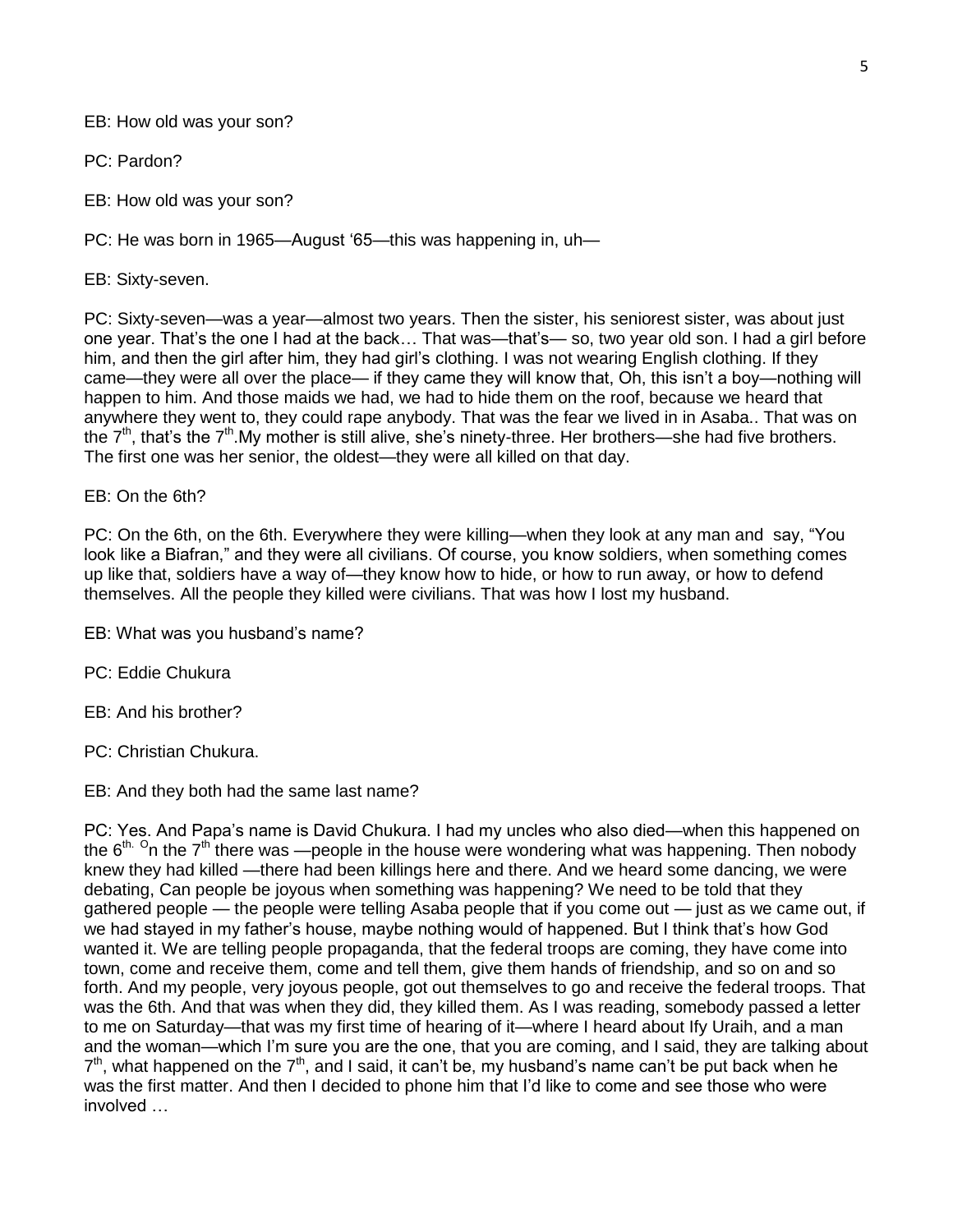EB: How old was your son?

PC: Pardon?

EB: How old was your son?

PC: He was born in 1965—August '65—this was happening in, uh—

EB: Sixty-seven.

PC: Sixty-seven—was a year—almost two years. Then the sister, his seniorest sister, was about just one year. That's the one I had at the back… That was—that's— so, two year old son. I had a girl before him, and then the girl after him, they had girl's clothing. I was not wearing English clothing. If they came—they were all over the place— if they came they will know that, Oh, this isn't a boy—nothing will happen to him. And those maids we had, we had to hide them on the roof, because we heard that anywhere they went to, they could rape anybody. That was the fear we lived in in Asaba.. That was on the 7th, that's the 7th.My mother is still alive, she's ninety-three. Her brothers—she had five brothers. The first one was her senior, the oldest—they were all killed on that day.

EB: On the 6th?

PC: On the 6th, on the 6th. Everywhere they were killing—when they look at any man and say, "You look like a Biafran," and they were all civilians. Of course, you know soldiers, when something comes up like that, soldiers have a way of—they know how to hide, or how to run away, or how to defend themselves. All the people they killed were civilians. That was how I lost my husband.

EB: What was you husband's name?

PC: Eddie Chukura

EB: And his brother?

PC: Christian Chukura.

EB: And they both had the same last name?

PC: Yes. And Papa's name is David Chukura. I had my uncles who also died—when this happened on the 6th. On the 7th there was —people in the house were wondering what was happening. Then nobody knew they had killed —there had been killings here and there. And we heard some dancing, we were debating, Can people be joyous when something was happening? We need to be told that they gathered people — the people were telling Asaba people that if you come out — just as we came out, if we had stayed in my father's house, maybe nothing would of happened. But I think that's how God wanted it. We are telling people propaganda, that the federal troops are coming, they have come into town, come and receive them, come and tell them, give them hands of friendship, and so on and so forth. And my people, very joyous people, got out themselves to go and receive the federal troops. That was the 6th. And that was when they did, they killed them. As I was reading, somebody passed a letter to me on Saturday—that was my first time of hearing of it—where I heard about Ify Uraih, and a man and the woman—which I'm sure you are the one, that you are coming, and I said, they are talking about 7th, what happened on the 7th, and I said, it can't be, my husband's name can't be put back when he was the first matter. And then I decided to phone him that I'd like to come and see those who were involved …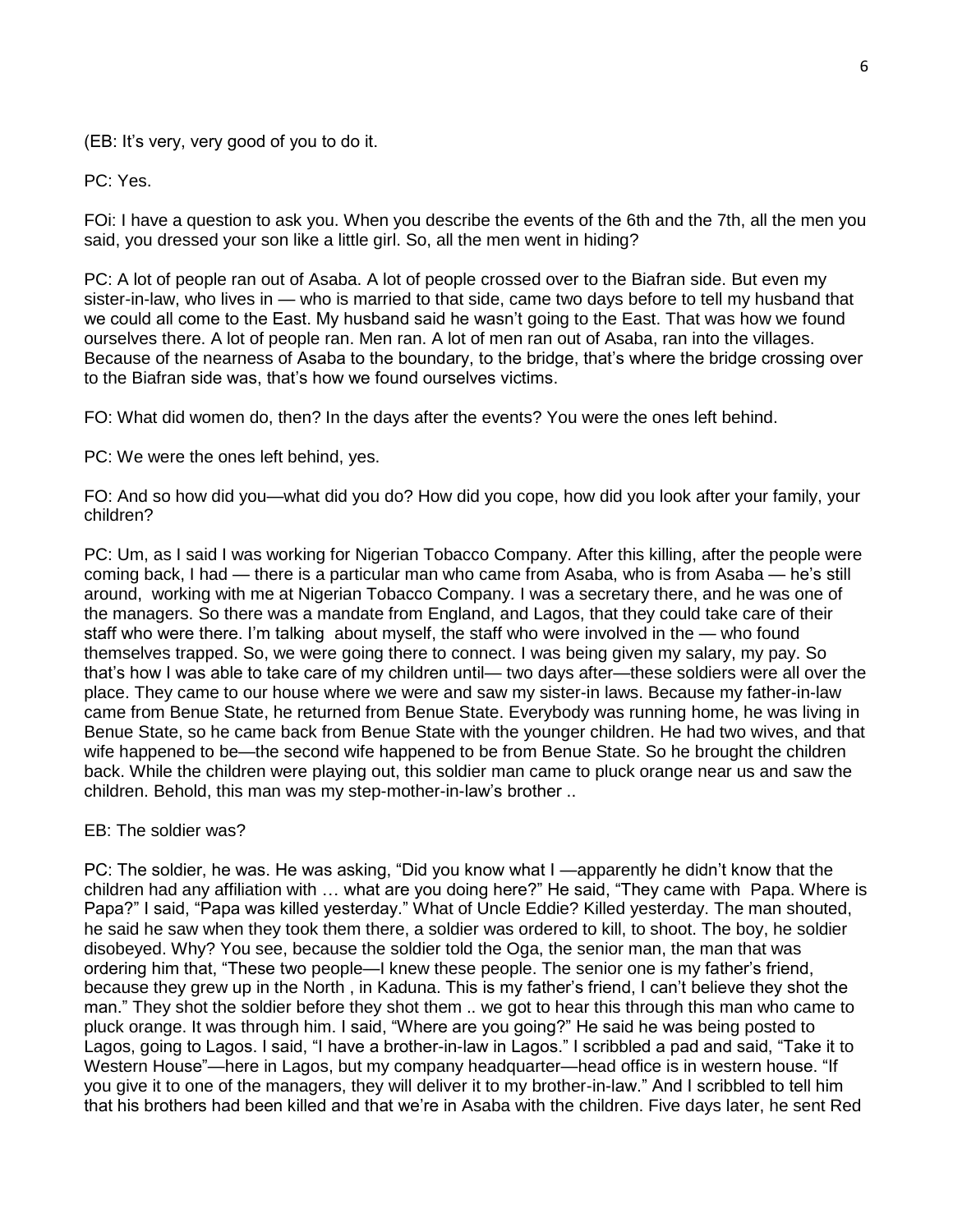(EB: It's very, very good of you to do it.

PC: Yes.

FOi: I have a question to ask you. When you describe the events of the 6th and the 7th, all the men you said, you dressed your son like a little girl. So, all the men went in hiding?

PC: A lot of people ran out of Asaba. A lot of people crossed over to the Biafran side. But even my sister-in-law, who lives in — who is married to that side, came two days before to tell my husband that we could all come to the East. My husband said he wasn't going to the East. That was how we found ourselves there. A lot of people ran. Men ran. A lot of men ran out of Asaba, ran into the villages. Because of the nearness of Asaba to the boundary, to the bridge, that's where the bridge crossing over to the Biafran side was, that's how we found ourselves victims.

FO: What did women do, then? In the days after the events? You were the ones left behind.

PC: We were the ones left behind, yes.

FO: And so how did you—what did you do? How did you cope, how did you look after your family, your children?

PC: Um, as I said I was working for Nigerian Tobacco Company. After this killing, after the people were coming back, I had — there is a particular man who came from Asaba, who is from Asaba — he's still around, working with me at Nigerian Tobacco Company. I was a secretary there, and he was one of the managers. So there was a mandate from England, and Lagos, that they could take care of their staff who were there. I'm talking about myself, the staff who were involved in the — who found themselves trapped. So, we were going there to connect. I was being given my salary, my pay. So that's how I was able to take care of my children until— two days after—these soldiers were all over the place. They came to our house where we were and saw my sister-in laws. Because my father-in-law came from Benue State, he returned from Benue State. Everybody was running home, he was living in Benue State, so he came back from Benue State with the younger children. He had two wives, and that wife happened to be—the second wife happened to be from Benue State. So he brought the children back. While the children were playing out, this soldier man came to pluck orange near us and saw the children. Behold, this man was my step-mother-in-law's brother ..

EB: The soldier was?

PC: The soldier, he was. He was asking, "Did you know what I —apparently he didn't know that the children had any affiliation with … what are you doing here?" He said, "They came with Papa. Where is Papa?" I said, "Papa was killed yesterday." What of Uncle Eddie? Killed yesterday. The man shouted, he said he saw when they took them there, a soldier was ordered to kill, to shoot. The boy, he soldier disobeyed. Why? You see, because the soldier told the Oga, the senior man, the man that was ordering him that, "These two people—I knew these people. The senior one is my father's friend, because they grew up in the North , in Kaduna. This is my father's friend, I can't believe they shot the man." They shot the soldier before they shot them .. we got to hear this through this man who came to pluck orange. It was through him. I said, "Where are you going?" He said he was being posted to Lagos, going to Lagos. I said, "I have a brother-in-law in Lagos." I scribbled a pad and said, "Take it to Western House"—here in Lagos, but my company headquarter—head office is in western house. "If you give it to one of the managers, they will deliver it to my brother-in-law." And I scribbled to tell him that his brothers had been killed and that we're in Asaba with the children. Five days later, he sent Red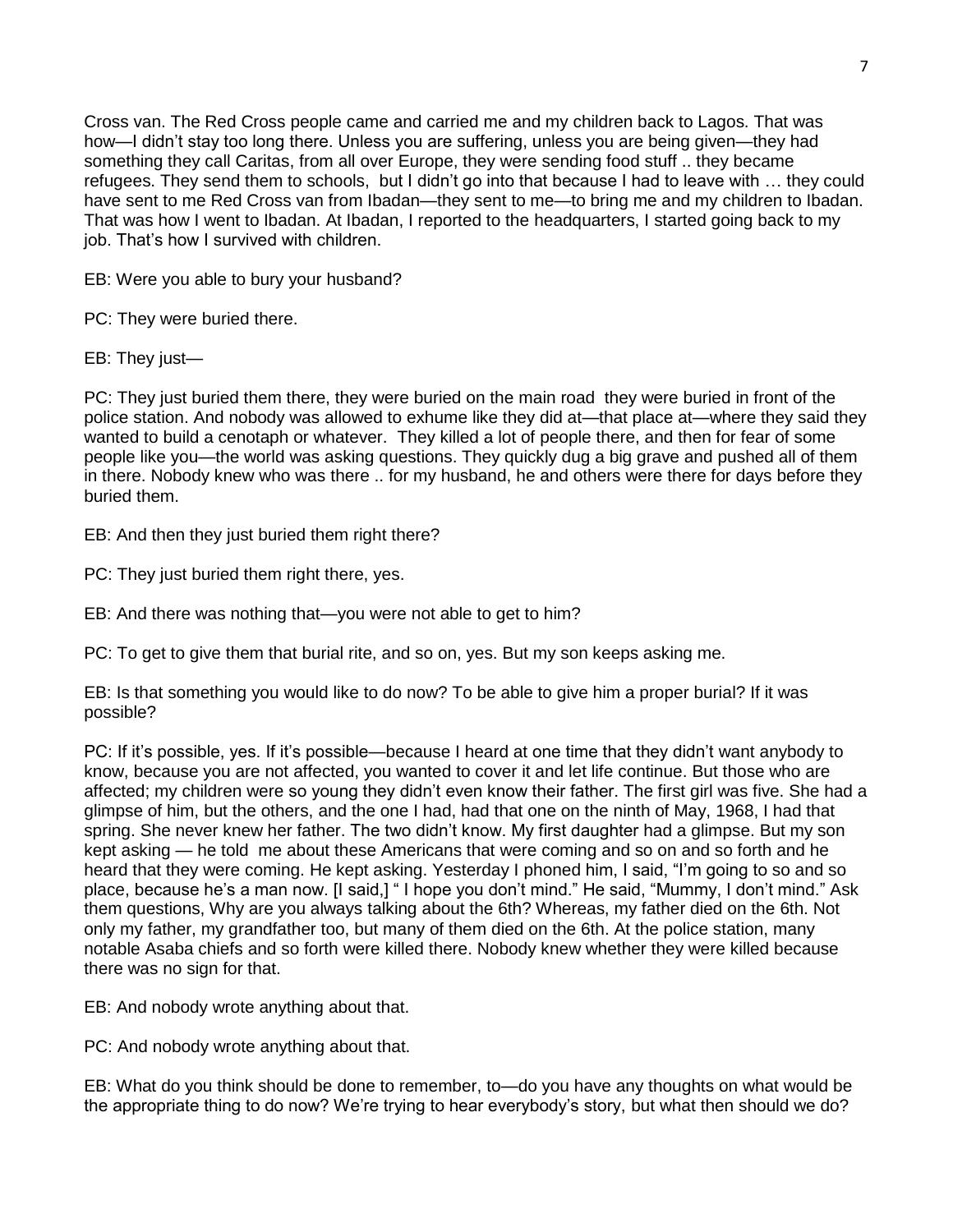Cross van. The Red Cross people came and carried me and my children back to Lagos. That was how—I didn't stay too long there. Unless you are suffering, unless you are being given—they had something they call Caritas, from all over Europe, they were sending food stuff .. they became refugees. They send them to schools, but I didn't go into that because I had to leave with … they could have sent to me Red Cross van from Ibadan—they sent to me—to bring me and my children to Ibadan. That was how I went to Ibadan. At Ibadan, I reported to the headquarters, I started going back to my job. That's how I survived with children.

EB: Were you able to bury your husband?

PC: They were buried there.

EB: They just—

PC: They just buried them there, they were buried on the main road they were buried in front of the police station. And nobody was allowed to exhume like they did at—that place at—where they said they wanted to build a cenotaph or whatever. They killed a lot of people there, and then for fear of some people like you—the world was asking questions. They quickly dug a big grave and pushed all of them in there. Nobody knew who was there .. for my husband, he and others were there for days before they buried them.

EB: And then they just buried them right there?

PC: They just buried them right there, yes.

EB: And there was nothing that—you were not able to get to him?

PC: To get to give them that burial rite, and so on, yes. But my son keeps asking me.

EB: Is that something you would like to do now? To be able to give him a proper burial? If it was possible?

PC: If it's possible, yes. If it's possible—because I heard at one time that they didn't want anybody to know, because you are not affected, you wanted to cover it and let life continue. But those who are affected; my children were so young they didn't even know their father. The first girl was five. She had a glimpse of him, but the others, and the one I had, had that one on the ninth of May, 1968, I had that spring. She never knew her father. The two didn't know. My first daughter had a glimpse. But my son kept asking — he told me about these Americans that were coming and so on and so forth and he heard that they were coming. He kept asking. Yesterday I phoned him, I said, "I'm going to so and so place, because he's a man now. [I said,] " I hope you don't mind." He said, "Mummy, I don't mind." Ask them questions, Why are you always talking about the 6th? Whereas, my father died on the 6th. Not only my father, my grandfather too, but many of them died on the 6th. At the police station, many notable Asaba chiefs and so forth were killed there. Nobody knew whether they were killed because there was no sign for that.

EB: And nobody wrote anything about that.

PC: And nobody wrote anything about that.

EB: What do you think should be done to remember, to—do you have any thoughts on what would be the appropriate thing to do now? We're trying to hear everybody's story, but what then should we do?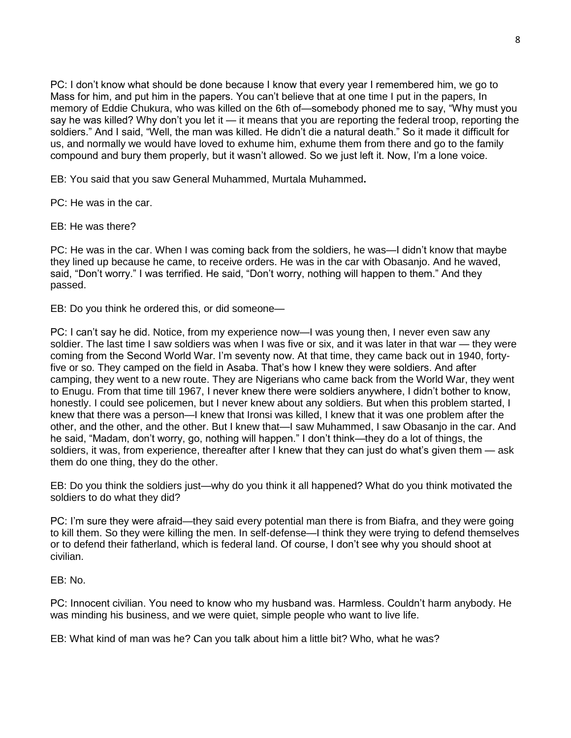PC: I don't know what should be done because I know that every year I remembered him, we go to Mass for him, and put him in the papers. You can't believe that at one time I put in the papers, In memory of Eddie Chukura, who was killed on the 6th of—somebody phoned me to say, "Why must you say he was killed? Why don't you let it — it means that you are reporting the federal troop, reporting the soldiers." And I said, "Well, the man was killed. He didn't die a natural death." So it made it difficult for us, and normally we would have loved to exhume him, exhume them from there and go to the family compound and bury them properly, but it wasn't allowed. So we just left it. Now, I'm a lone voice.

EB: You said that you saw General Muhammed, Murtala Muhammed**.**

PC: He was in the car.

EB: He was there?

PC: He was in the car. When I was coming back from the soldiers, he was—I didn't know that maybe they lined up because he came, to receive orders. He was in the car with Obasanjo. And he waved, said, "Don't worry." I was terrified. He said, "Don't worry, nothing will happen to them." And they passed.

EB: Do you think he ordered this, or did someone—

PC: I can't say he did. Notice, from my experience now—I was young then, I never even saw any soldier. The last time I saw soldiers was when I was five or six, and it was later in that war — they were coming from the Second World War. I'm seventy now. At that time, they came back out in 1940, forty-five or so. They camped on the field in Asaba. That's how I knew they were soldiers. And after camping, they went to a new route. They are Nigerians who came back from the World War, they went to Enugu. From that time till 1967, I never knew there were soldiers anywhere, I didn't bother to know, honestly. I could see policemen, but I never knew about any soldiers. But when this problem started, I knew that there was a person—I knew that Ironsi was killed, I knew that it was one problem after the other, and the other, and the other. But I knew that—I saw Muhammed, I saw Obasanjo in the car. And he said, "Madam, don't worry, go, nothing will happen." I don't think—they do a lot of things, the soldiers, it was, from experience, thereafter after I knew that they can just do what's given them — ask them do one thing, they do the other.

EB: Do you think the soldiers just—why do you think it all happened? What do you think motivated the soldiers to do what they did?

PC: I'm sure they were afraid—they said every potential man there is from Biafra, and they were going to kill them. So they were killing the men. In self-defense—I think they were trying to defend themselves or to defend their fatherland, which is federal land. Of course, I don't see why you should shoot at civilian.

EB: No.

PC: Innocent civilian. You need to know who my husband was. Harmless. Couldn't harm anybody. He was minding his business, and we were quiet, simple people who want to live life.

EB: What kind of man was he? Can you talk about him a little bit? Who, what he was?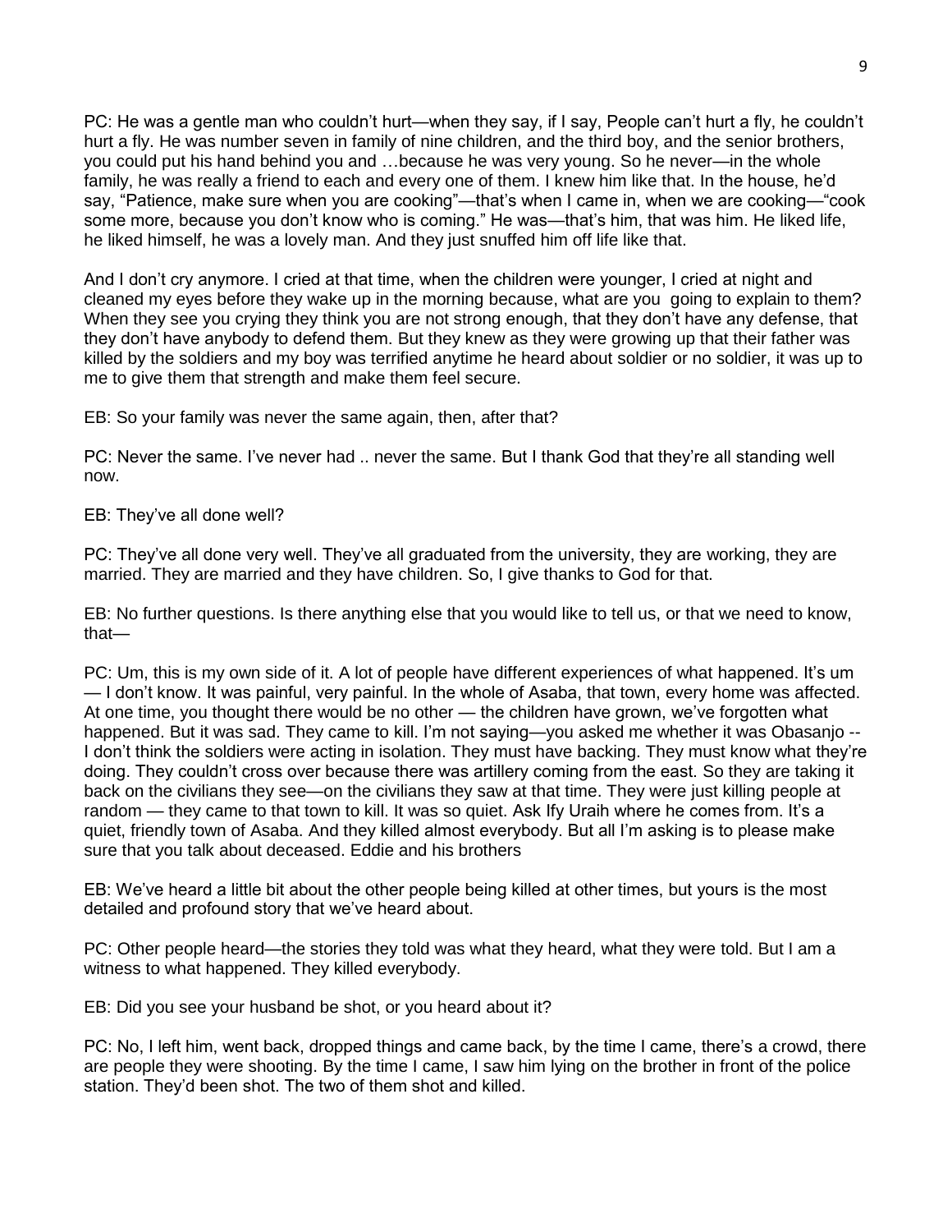PC: He was a gentle man who couldn't hurt—when they say, if I say, People can't hurt a fly, he couldn't hurt a fly. He was number seven in family of nine children, and the third boy, and the senior brothers, you could put his hand behind you and …because he was very young. So he never—in the whole family, he was really a friend to each and every one of them. I knew him like that. In the house, he'd say, "Patience, make sure when you are cooking"—that's when I came in, when we are cooking—"cook some more, because you don't know who is coming." He was—that's him, that was him. He liked life, he liked himself, he was a lovely man. And they just snuffed him off life like that.

And I don't cry anymore. I cried at that time, when the children were younger, I cried at night and cleaned my eyes before they wake up in the morning because, what are you going to explain to them? When they see you crying they think you are not strong enough, that they don't have any defense, that they don't have anybody to defend them. But they knew as they were growing up that their father was killed by the soldiers and my boy was terrified anytime he heard about soldier or no soldier, it was up to me to give them that strength and make them feel secure.

EB: So your family was never the same again, then, after that?

PC: Never the same. I've never had .. never the same. But I thank God that they're all standing well now.

EB: They've all done well?

PC: They've all done very well. They've all graduated from the university, they are working, they are married. They are married and they have children. So, I give thanks to God for that.

EB: No further questions. Is there anything else that you would like to tell us, or that we need to know, that—

PC: Um, this is my own side of it. A lot of people have different experiences of what happened. It's um — I don't know. It was painful, very painful. In the whole of Asaba, that town, every home was affected. At one time, you thought there would be no other — the children have grown, we've forgotten what happened. But it was sad. They came to kill. I'm not saying—you asked me whether it was Obasanjo -- I don't think the soldiers were acting in isolation. They must have backing. They must know what they're doing. They couldn't cross over because there was artillery coming from the east. So they are taking it back on the civilians they see—on the civilians they saw at that time. They were just killing people at random — they came to that town to kill. It was so quiet. Ask Ify Uraih where he comes from. It's a quiet, friendly town of Asaba. And they killed almost everybody. But all I'm asking is to please make sure that you talk about deceased. Eddie and his brothers

EB: We've heard a little bit about the other people being killed at other times, but yours is the most detailed and profound story that we've heard about.

PC: Other people heard—the stories they told was what they heard, what they were told. But I am a witness to what happened. They killed everybody.

EB: Did you see your husband be shot, or you heard about it?

PC: No, I left him, went back, dropped things and came back, by the time I came, there's a crowd, there are people they were shooting. By the time I came, I saw him lying on the brother in front of the police station. They'd been shot. The two of them shot and killed.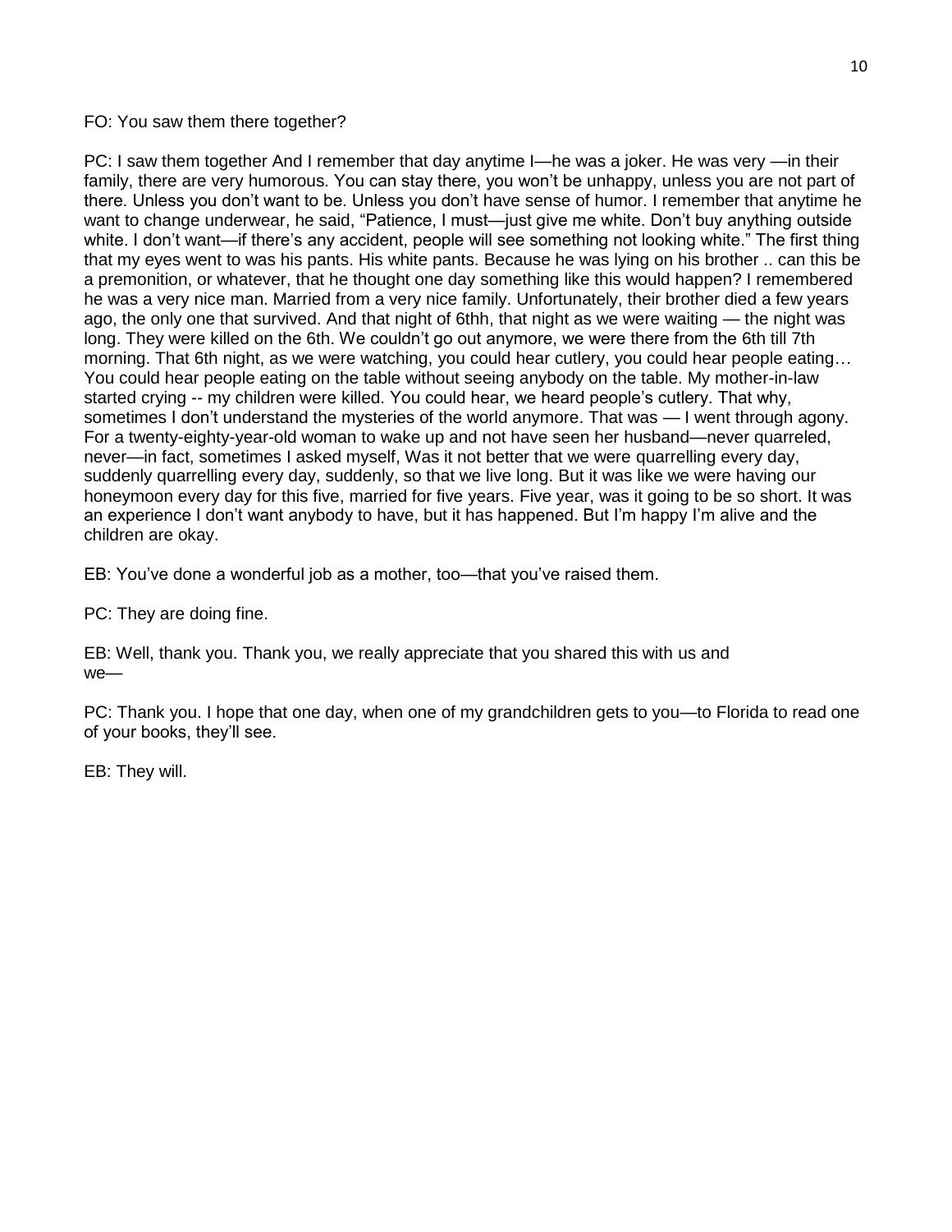FO: You saw them there together?

PC: I saw them together And I remember that day anytime I—he was a joker. He was very —in their family, there are very humorous. You can stay there, you won't be unhappy, unless you are not part of there. Unless you don't want to be. Unless you don't have sense of humor. I remember that anytime he want to change underwear, he said, "Patience, I must—just give me white. Don't buy anything outside white. I don't want—if there's any accident, people will see something not looking white." The first thing that my eyes went to was his pants. His white pants. Because he was lying on his brother .. can this be a premonition, or whatever, that he thought one day something like this would happen? I remembered he was a very nice man. Married from a very nice family. Unfortunately, their brother died a few years ago, the only one that survived. And that night of 6thh, that night as we were waiting — the night was long. They were killed on the 6th. We couldn't go out anymore, we were there from the 6th till 7th morning. That 6th night, as we were watching, you could hear cutlery, you could hear people eating… You could hear people eating on the table without seeing anybody on the table. My mother-in-law started crying -- my children were killed. You could hear, we heard people's cutlery. That why, sometimes I don't understand the mysteries of the world anymore. That was — I went through agony. For a twenty-eighty-year-old woman to wake up and not have seen her husband—never quarreled, never—in fact, sometimes I asked myself, Was it not better that we were quarrelling every day, suddenly quarrelling every day, suddenly, so that we live long. But it was like we were having our honeymoon every day for this five, married for five years. Five year, was it going to be so short. It was an experience I don't want anybody to have, but it has happened. But I'm happy I'm alive and the children are okay.

EB: You've done a wonderful job as a mother, too—that you've raised them.

PC: They are doing fine.

EB: Well, thank you. Thank you, we really appreciate that you shared this with us and we—

PC: Thank you. I hope that one day, when one of my grandchildren gets to you—to Florida to read one of your books, they'll see.

EB: They will.